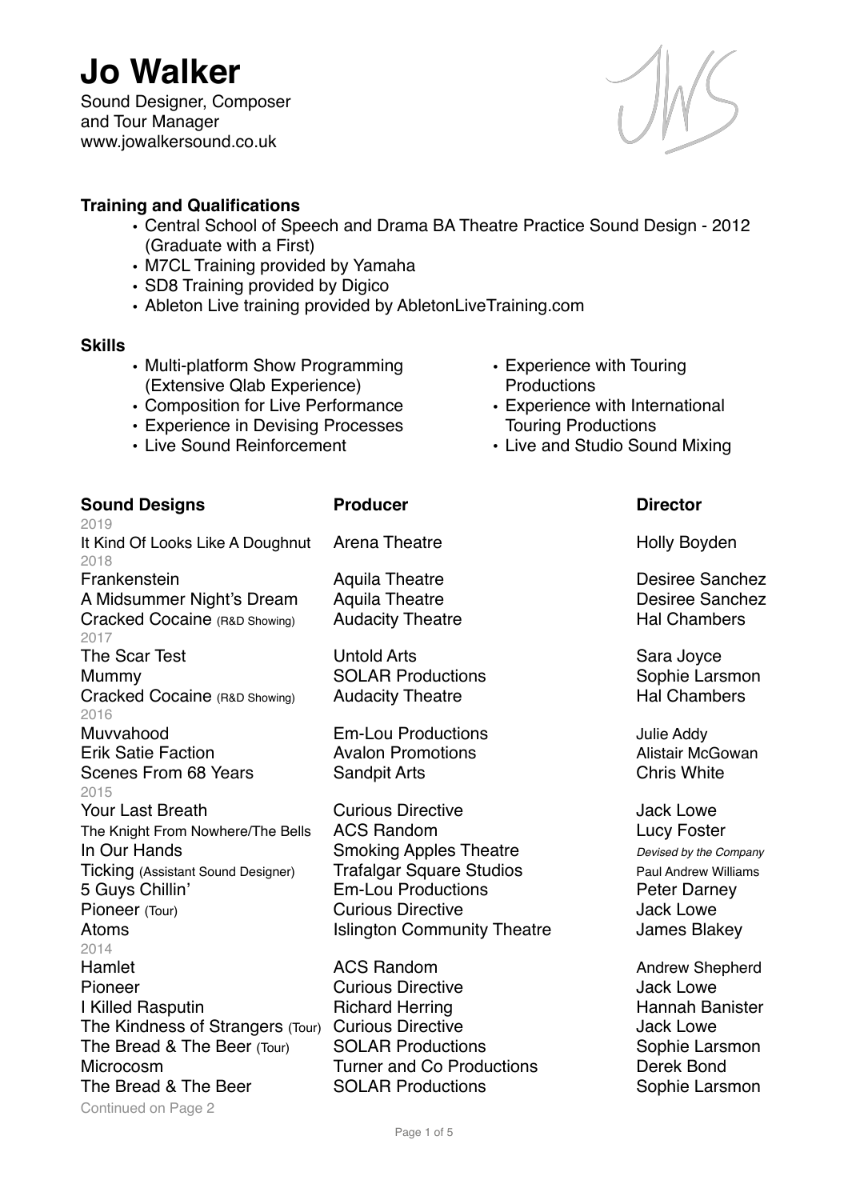# Jo Walker

Sound Designer, Composer
and Tour Manager
www.jowalkersound.co.uk

### Training and Qualifications

- Central School of Speech and Drama BA Theatre Practice Sound Design - 2012 (Graduate with a First)
- M7CL Training provided by Yamaha
- SD8 Training provided by Digico
- Ableton Live training provided by AbletonLiveTraining.com

### Skills

- Multi-platform Show Programming (Extensive Qlab Experience)
- Composition for Live Performance
- Experience in Devising Processes
- Live Sound Reinforcement
- Experience with Touring Productions
- Experience with International Touring Productions
- Live and Studio Sound Mixing

| Sound Designs | Producer | Director |
|---|---|---|
| 2019 | | |
| It Kind Of Looks Like A Doughnut | Arena Theatre | Holly Boyden |
| 2018 | | |
| Frankenstein | Aquila Theatre | Desiree Sanchez |
| A Midsummer Night's Dream | Aquila Theatre | Desiree Sanchez |
| Cracked Cocaine (R&D Showing) | Audacity Theatre | Hal Chambers |
| 2017 | | |
| The Scar Test | Untold Arts | Sara Joyce |
| Mummy | SOLAR Productions | Sophie Larsmon |
| Cracked Cocaine (R&D Showing) | Audacity Theatre | Hal Chambers |
| 2016 | | |
| Muvvahood | Em-Lou Productions | Julie Addy |
| Erik Satie Faction | Avalon Promotions | Alistair McGowan |
| Scenes From 68 Years | Sandpit Arts | Chris White |
| 2015 | | |
| Your Last Breath | Curious Directive | Jack Lowe |
| The Knight From Nowhere/The Bells | ACS Random | Lucy Foster |
| In Our Hands | Smoking Apples Theatre | *Devised by the Company* |
| Ticking (Assistant Sound Designer) | Trafalgar Square Studios | Paul Andrew Williams |
| 5 Guys Chillin' | Em-Lou Productions | Peter Darney |
| Pioneer (Tour) | Curious Directive | Jack Lowe |
| Atoms | Islington Community Theatre | James Blakey |
| 2014 | | |
| Hamlet | ACS Random | Andrew Shepherd |
| Pioneer | Curious Directive | Jack Lowe |
| I Killed Rasputin | Richard Herring | Hannah Banister |
| The Kindness of Strangers (Tour) | Curious Directive | Jack Lowe |
| The Bread & The Beer (Tour) | SOLAR Productions | Sophie Larsmon |
| Microcosm | Turner and Co Productions | Derek Bond |
| The Bread & The Beer | SOLAR Productions | Sophie Larsmon |

Continued on Page 2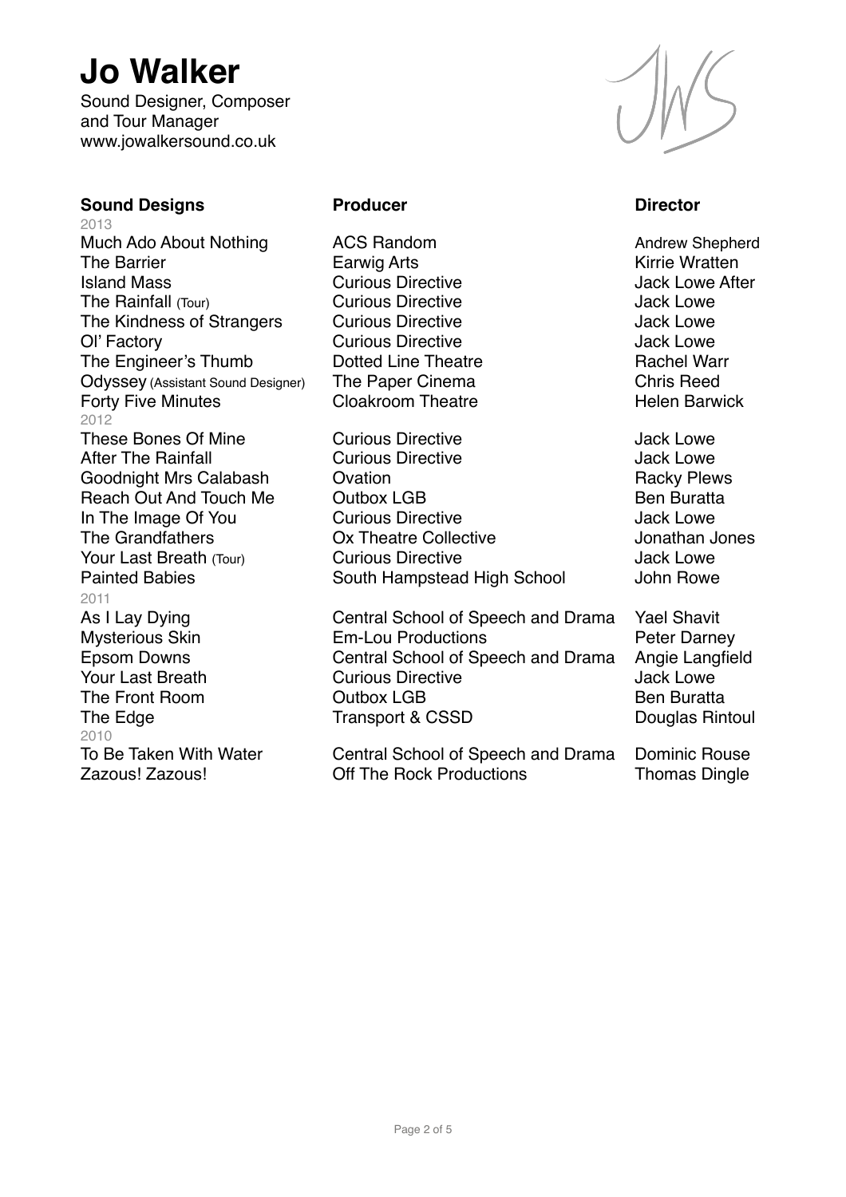# Jo Walker

Sound Designer, Composer and Tour Manager
www.jowalkersound.co.uk

JWS

| Sound Designs | Producer | Director |
|---|---|---|
| 2013 | | |
| Much Ado About Nothing | ACS Random | Andrew Shepherd |
| The Barrier | Earwig Arts | Kirrie Wratten |
| Island Mass | Curious Directive | Jack Lowe After |
| The Rainfall (Tour) | Curious Directive | Jack Lowe |
| The Kindness of Strangers | Curious Directive | Jack Lowe |
| Ol' Factory | Curious Directive | Jack Lowe |
| The Engineer's Thumb | Dotted Line Theatre | Rachel Warr |
| Odyssey (Assistant Sound Designer) | The Paper Cinema | Chris Reed |
| Forty Five Minutes | Cloakroom Theatre | Helen Barwick |
| 2012 | | |
| These Bones Of Mine | Curious Directive | Jack Lowe |
| After The Rainfall | Curious Directive | Jack Lowe |
| Goodnight Mrs Calabash | Ovation | Racky Plews |
| Reach Out And Touch Me | Outbox LGB | Ben Buratta |
| In The Image Of You | Curious Directive | Jack Lowe |
| The Grandfathers | Ox Theatre Collective | Jonathan Jones |
| Your Last Breath (Tour) | Curious Directive | Jack Lowe |
| Painted Babies | South Hampstead High School | John Rowe |
| 2011 | | |
| As I Lay Dying | Central School of Speech and Drama | Yael Shavit |
| Mysterious Skin | Em-Lou Productions | Peter Darney |
| Epsom Downs | Central School of Speech and Drama | Angie Langfield |
| Your Last Breath | Curious Directive | Jack Lowe |
| The Front Room | Outbox LGB | Ben Buratta |
| The Edge | Transport & CSSD | Douglas Rintoul |
| 2010 | | |
| To Be Taken With Water | Central School of Speech and Drama | Dominic Rouse |
| Zazous! Zazous! | Off The Rock Productions | Thomas Dingle |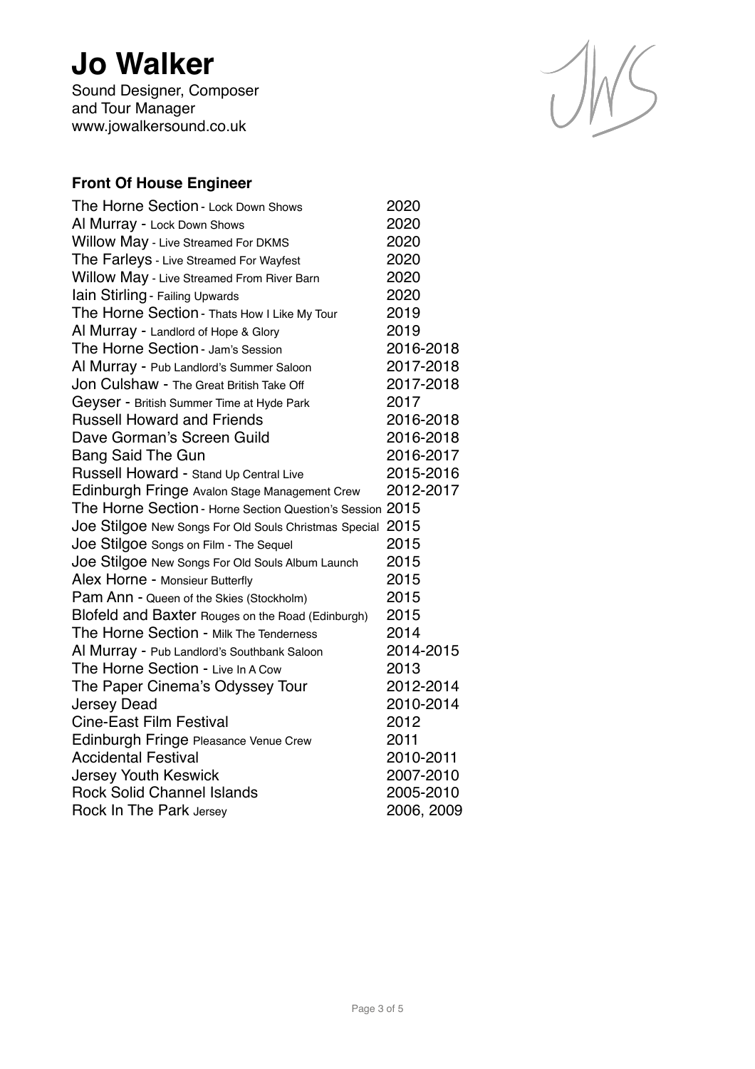# Jo Walker

Sound Designer, Composer
and Tour Manager
www.jowalkersound.co.uk

### Front Of House Engineer

| | |
|---|---|
| The Horne Section - Lock Down Shows | 2020 |
| Al Murray - Lock Down Shows | 2020 |
| Willow May - Live Streamed For DKMS | 2020 |
| The Farleys - Live Streamed For Wayfest | 2020 |
| Willow May - Live Streamed From River Barn | 2020 |
| Iain Stirling - Failing Upwards | 2020 |
| The Horne Section - Thats How I Like My Tour | 2019 |
| Al Murray - Landlord of Hope & Glory | 2019 |
| The Horne Section - Jam's Session | 2016-2018 |
| Al Murray - Pub Landlord's Summer Saloon | 2017-2018 |
| Jon Culshaw - The Great British Take Off | 2017-2018 |
| Geyser - British Summer Time at Hyde Park | 2017 |
| Russell Howard and Friends | 2016-2018 |
| Dave Gorman's Screen Guild | 2016-2018 |
| Bang Said The Gun | 2016-2017 |
| Russell Howard - Stand Up Central Live | 2015-2016 |
| Edinburgh Fringe Avalon Stage Management Crew | 2012-2017 |
| The Horne Section - Horne Section Question's Session | 2015 |
| Joe Stilgoe New Songs For Old Souls Christmas Special | 2015 |
| Joe Stilgoe Songs on Film - The Sequel | 2015 |
| Joe Stilgoe New Songs For Old Souls Album Launch | 2015 |
| Alex Horne - Monsieur Butterfly | 2015 |
| Pam Ann - Queen of the Skies (Stockholm) | 2015 |
| Blofeld and Baxter Rouges on the Road (Edinburgh) | 2015 |
| The Horne Section - Milk The Tenderness | 2014 |
| Al Murray - Pub Landlord's Southbank Saloon | 2014-2015 |
| The Horne Section - Live In A Cow | 2013 |
| The Paper Cinema's Odyssey Tour | 2012-2014 |
| Jersey Dead | 2010-2014 |
| Cine-East Film Festival | 2012 |
| Edinburgh Fringe Pleasance Venue Crew | 2011 |
| Accidental Festival | 2010-2011 |
| Jersey Youth Keswick | 2007-2010 |
| Rock Solid Channel Islands | 2005-2010 |
| Rock In The Park Jersey | 2006, 2009 |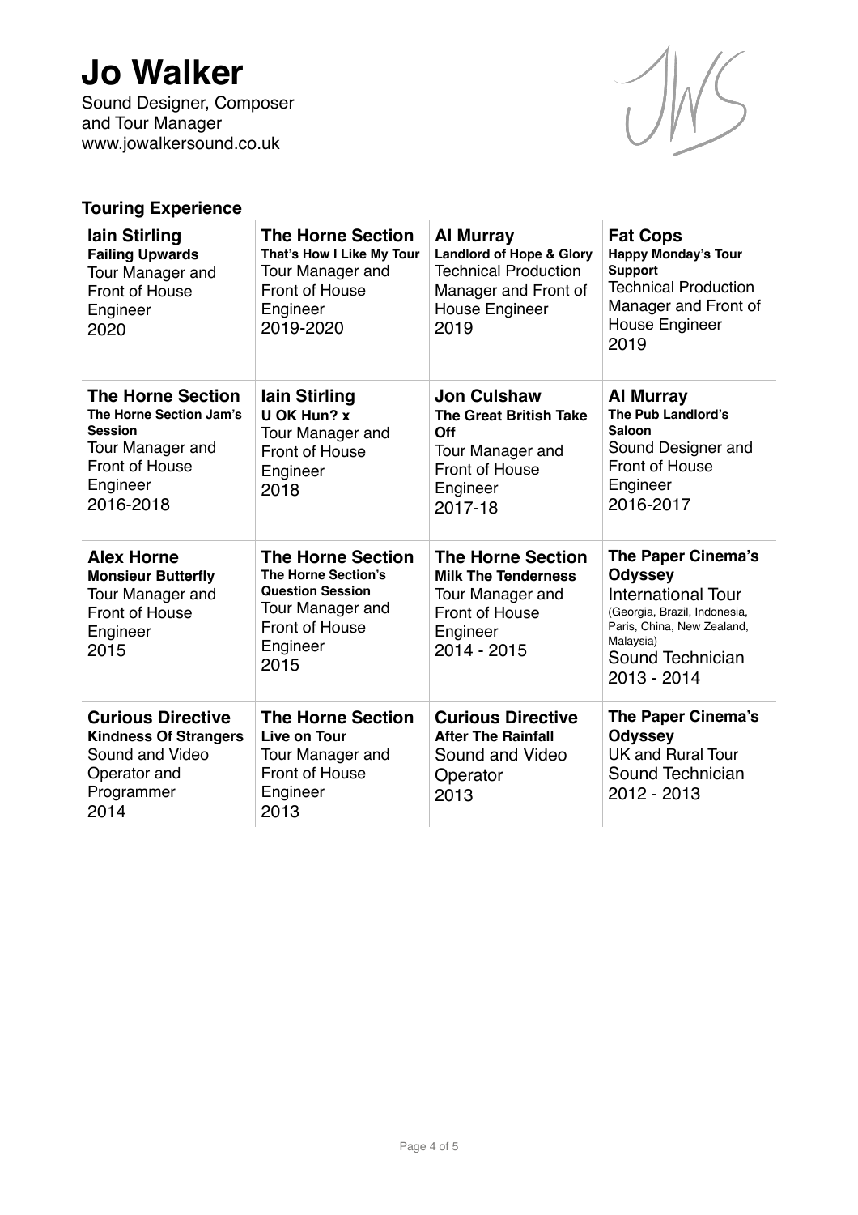# Jo Walker

Sound Designer, Composer and Tour Manager
www.jowalkersound.co.uk

## Touring Experience

**Iain Stirling**
**Failing Upwards**
Tour Manager and Front of House Engineer
2020

**The Horne Section**
**That's How I Like My Tour**
Tour Manager and Front of House Engineer
2019-2020

**Al Murray**
**Landlord of Hope & Glory**
Technical Production Manager and Front of House Engineer
2019

**Fat Cops**
**Happy Monday's Tour Support**
Technical Production Manager and Front of House Engineer
2019

**The Horne Section**
**The Horne Section Jam's Session**
Tour Manager and Front of House Engineer
2016-2018

**Iain Stirling**
**U OK Hun? x**
Tour Manager and Front of House Engineer
2018

**Jon Culshaw**
**The Great British Take Off**
Tour Manager and Front of House Engineer
2017-18

**Al Murray**
**The Pub Landlord's Saloon**
Sound Designer and Front of House Engineer
2016-2017

**Alex Horne**
**Monsieur Butterfly**
Tour Manager and Front of House Engineer
2015

**The Horne Section**
**The Horne Section's Question Session**
Tour Manager and Front of House Engineer
2015

**The Horne Section**
**Milk The Tenderness**
Tour Manager and Front of House Engineer
2014 - 2015

**The Paper Cinema's Odyssey**
International Tour
(Georgia, Brazil, Indonesia, Paris, China, New Zealand, Malaysia)
Sound Technician
2013 - 2014

**Curious Directive**
**Kindness Of Strangers**
Sound and Video Operator and Programmer
2014

**The Horne Section**
**Live on Tour**
Tour Manager and Front of House Engineer
2013

**Curious Directive**
**After The Rainfall**
Sound and Video Operator
2013

**The Paper Cinema's Odyssey**
UK and Rural Tour
Sound Technician
2012 - 2013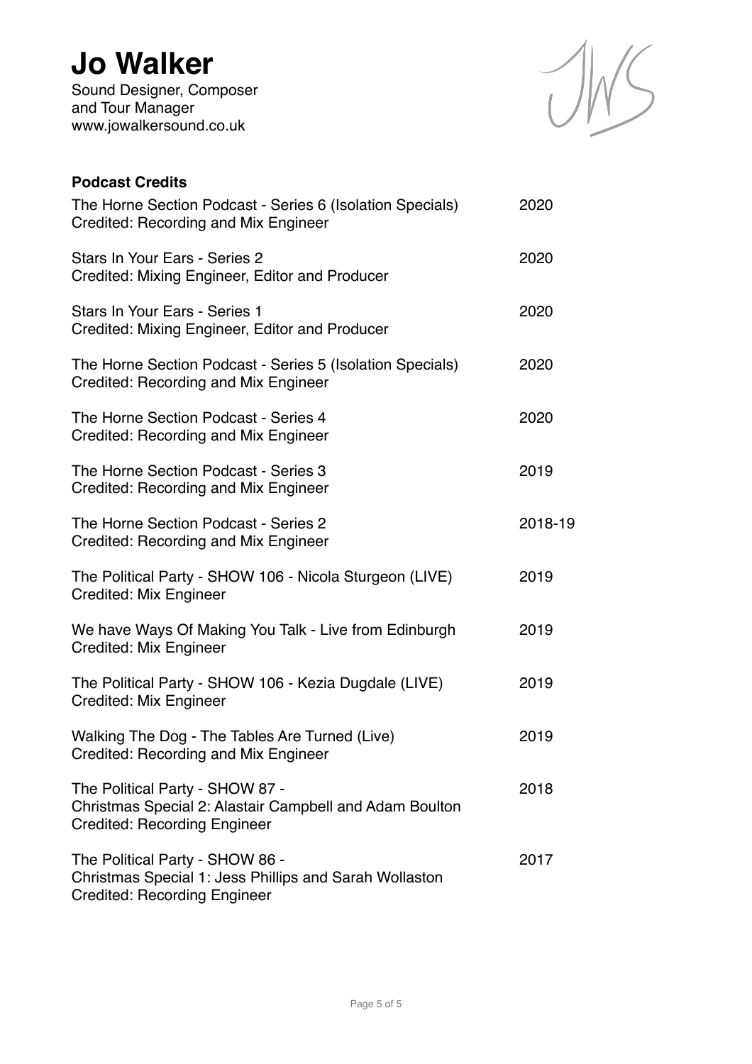# Jo Walker

Sound Designer, Composer
and Tour Manager
www.jowalkersound.co.uk

JWS

**Podcast Credits**

| | |
|---|---|
| The Horne Section Podcast - Series 6 (Isolation Specials)<br>Credited: Recording and Mix Engineer | 2020 |
| Stars In Your Ears - Series 2<br>Credited: Mixing Engineer, Editor and Producer | 2020 |
| Stars In Your Ears - Series 1<br>Credited: Mixing Engineer, Editor and Producer | 2020 |
| The Horne Section Podcast - Series 5 (Isolation Specials)<br>Credited: Recording and Mix Engineer | 2020 |
| The Horne Section Podcast - Series 4<br>Credited: Recording and Mix Engineer | 2020 |
| The Horne Section Podcast - Series 3<br>Credited: Recording and Mix Engineer | 2019 |
| The Horne Section Podcast - Series 2<br>Credited: Recording and Mix Engineer | 2018-19 |
| The Political Party - SHOW 106 - Nicola Sturgeon (LIVE)<br>Credited: Mix Engineer | 2019 |
| We have Ways Of Making You Talk - Live from Edinburgh<br>Credited: Mix Engineer | 2019 |
| The Political Party - SHOW 106 - Kezia Dugdale (LIVE)<br>Credited: Mix Engineer | 2019 |
| Walking The Dog - The Tables Are Turned (Live)<br>Credited: Recording and Mix Engineer | 2019 |
| The Political Party - SHOW 87 -<br>Christmas Special 2: Alastair Campbell and Adam Boulton<br>Credited: Recording Engineer | 2018 |
| The Political Party - SHOW 86 -<br>Christmas Special 1: Jess Phillips and Sarah Wollaston<br>Credited: Recording Engineer | 2017 |